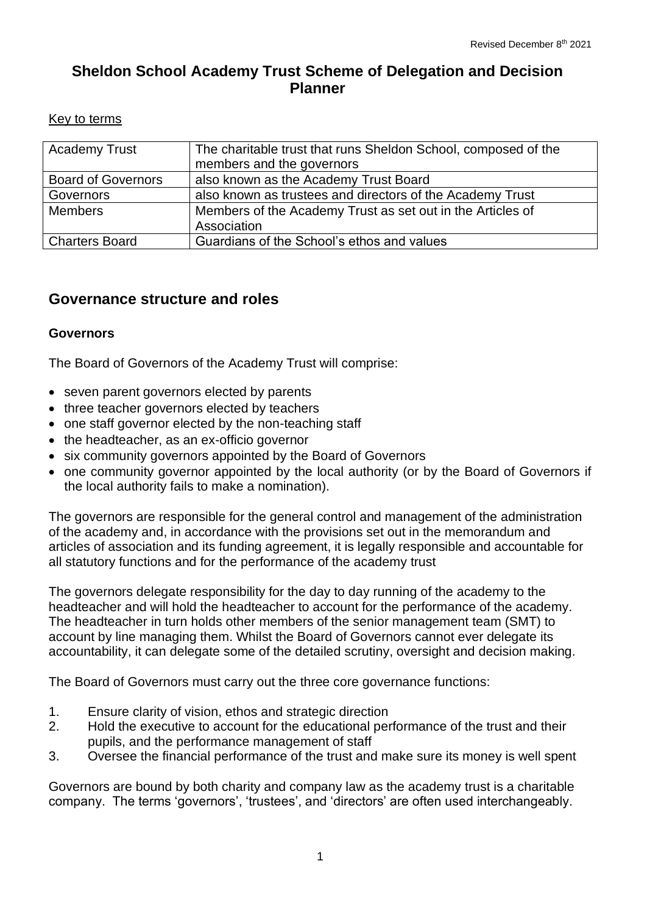Revised December 8th 2021

# Sheldon School Academy Trust Scheme of Delegation and Decision Planner

Key to terms

| | |
|---|---|
| Academy Trust | The charitable trust that runs Sheldon School, composed of the members and the governors |
| Board of Governors | also known as the Academy Trust Board |
| Governors | also known as trustees and directors of the Academy Trust |
| Members | Members of the Academy Trust as set out in the Articles of Association |
| Charters Board | Guardians of the School's ethos and values |

## Governance structure and roles

### Governors

The Board of Governors of the Academy Trust will comprise:

- seven parent governors elected by parents
- three teacher governors elected by teachers
- one staff governor elected by the non-teaching staff
- the headteacher, as an ex-officio governor
- six community governors appointed by the Board of Governors
- one community governor appointed by the local authority (or by the Board of Governors if the local authority fails to make a nomination).

The governors are responsible for the general control and management of the administration of the academy and, in accordance with the provisions set out in the memorandum and articles of association and its funding agreement, it is legally responsible and accountable for all statutory functions and for the performance of the academy trust

The governors delegate responsibility for the day to day running of the academy to the headteacher and will hold the headteacher to account for the performance of the academy. The headteacher in turn holds other members of the senior management team (SMT) to account by line managing them. Whilst the Board of Governors cannot ever delegate its accountability, it can delegate some of the detailed scrutiny, oversight and decision making.

The Board of Governors must carry out the three core governance functions:

1. Ensure clarity of vision, ethos and strategic direction
2. Hold the executive to account for the educational performance of the trust and their pupils, and the performance management of staff
3. Oversee the financial performance of the trust and make sure its money is well spent

Governors are bound by both charity and company law as the academy trust is a charitable company. The terms 'governors', 'trustees', and 'directors' are often used interchangeably.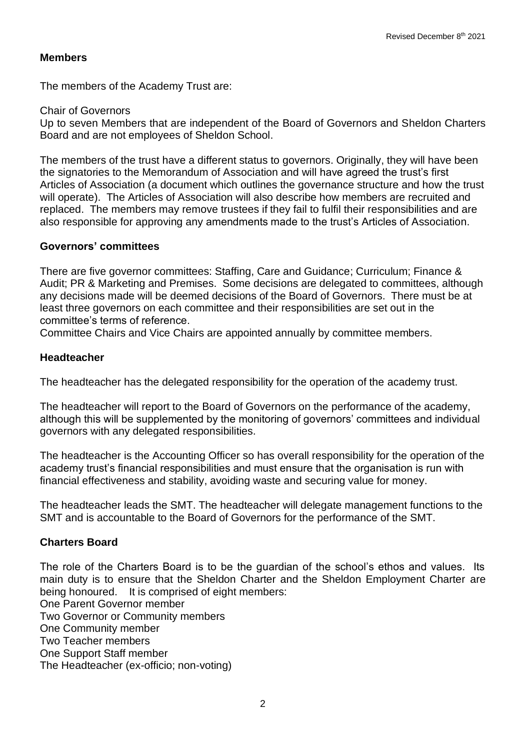## Members

The members of the Academy Trust are:

Chair of Governors
Up to seven Members that are independent of the Board of Governors and Sheldon Charters Board and are not employees of Sheldon School.

The members of the trust have a different status to governors. Originally, they will have been the signatories to the Memorandum of Association and will have agreed the trust's first Articles of Association (a document which outlines the governance structure and how the trust will operate). The Articles of Association will also describe how members are recruited and replaced. The members may remove trustees if they fail to fulfil their responsibilities and are also responsible for approving any amendments made to the trust's Articles of Association.

## Governors' committees

There are five governor committees: Staffing, Care and Guidance; Curriculum; Finance & Audit; PR & Marketing and Premises. Some decisions are delegated to committees, although any decisions made will be deemed decisions of the Board of Governors. There must be at least three governors on each committee and their responsibilities are set out in the committee's terms of reference.
Committee Chairs and Vice Chairs are appointed annually by committee members.

## Headteacher

The headteacher has the delegated responsibility for the operation of the academy trust.

The headteacher will report to the Board of Governors on the performance of the academy, although this will be supplemented by the monitoring of governors' committees and individual governors with any delegated responsibilities.

The headteacher is the Accounting Officer so has overall responsibility for the operation of the academy trust's financial responsibilities and must ensure that the organisation is run with financial effectiveness and stability, avoiding waste and securing value for money.

The headteacher leads the SMT. The headteacher will delegate management functions to the SMT and is accountable to the Board of Governors for the performance of the SMT.

## Charters Board

The role of the Charters Board is to be the guardian of the school's ethos and values. Its main duty is to ensure that the Sheldon Charter and the Sheldon Employment Charter are being honoured. It is comprised of eight members:
One Parent Governor member
Two Governor or Community members
One Community member
Two Teacher members
One Support Staff member
The Headteacher (ex-officio; non-voting)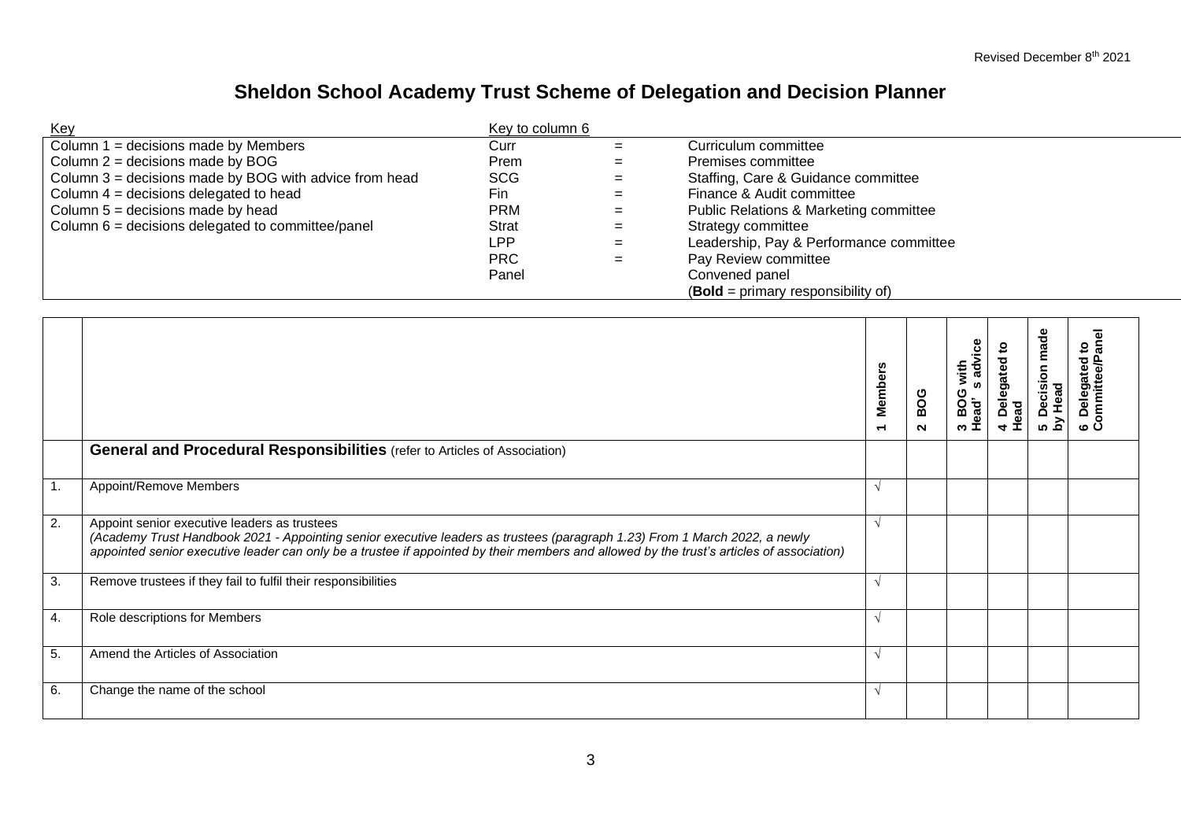Revised December 8th 2021

# Sheldon School Academy Trust Scheme of Delegation and Decision Planner

| Key | Key to column 6 | | |
|---|---|---|---|
| Column 1 = decisions made by Members | Curr | = | Curriculum committee |
| Column 2 = decisions made by BOG | Prem | = | Premises committee |
| Column 3 = decisions made by BOG with advice from head | SCG | = | Staffing, Care & Guidance committee |
| Column 4 = decisions delegated to head | Fin | = | Finance & Audit committee |
| Column 5 = decisions made by head | PRM | = | Public Relations & Marketing committee |
| Column 6 = decisions delegated to committee/panel | Strat | = | Strategy committee |
| | LPP | = | Leadership, Pay & Performance committee |
| | PRC | = | Pay Review committee |
| | Panel | | Convened panel |
| | | | (**Bold** = primary responsibility of) |

| | | 1 Members | 2 BOG | 3 BOG with Head's advice | 4 Delegated to Head | 5 Decision made by Head | 6 Delegated to Committee/Panel |
|---|---|---|---|---|---|---|---|
| | **General and Procedural Responsibilities** (refer to Articles of Association) | | | | | | |
| 1. | Appoint/Remove Members | √ | | | | | |
| 2. | Appoint senior executive leaders as trustees *(Academy Trust Handbook 2021 - Appointing senior executive leaders as trustees (paragraph 1.23) From 1 March 2022, a newly appointed senior executive leader can only be a trustee if appointed by their members and allowed by the trust's articles of association)* | √ | | | | | |
| 3. | Remove trustees if they fail to fulfil their responsibilities | √ | | | | | |
| 4. | Role descriptions for Members | √ | | | | | |
| 5. | Amend the Articles of Association | √ | | | | | |
| 6. | Change the name of the school | √ | | | | | |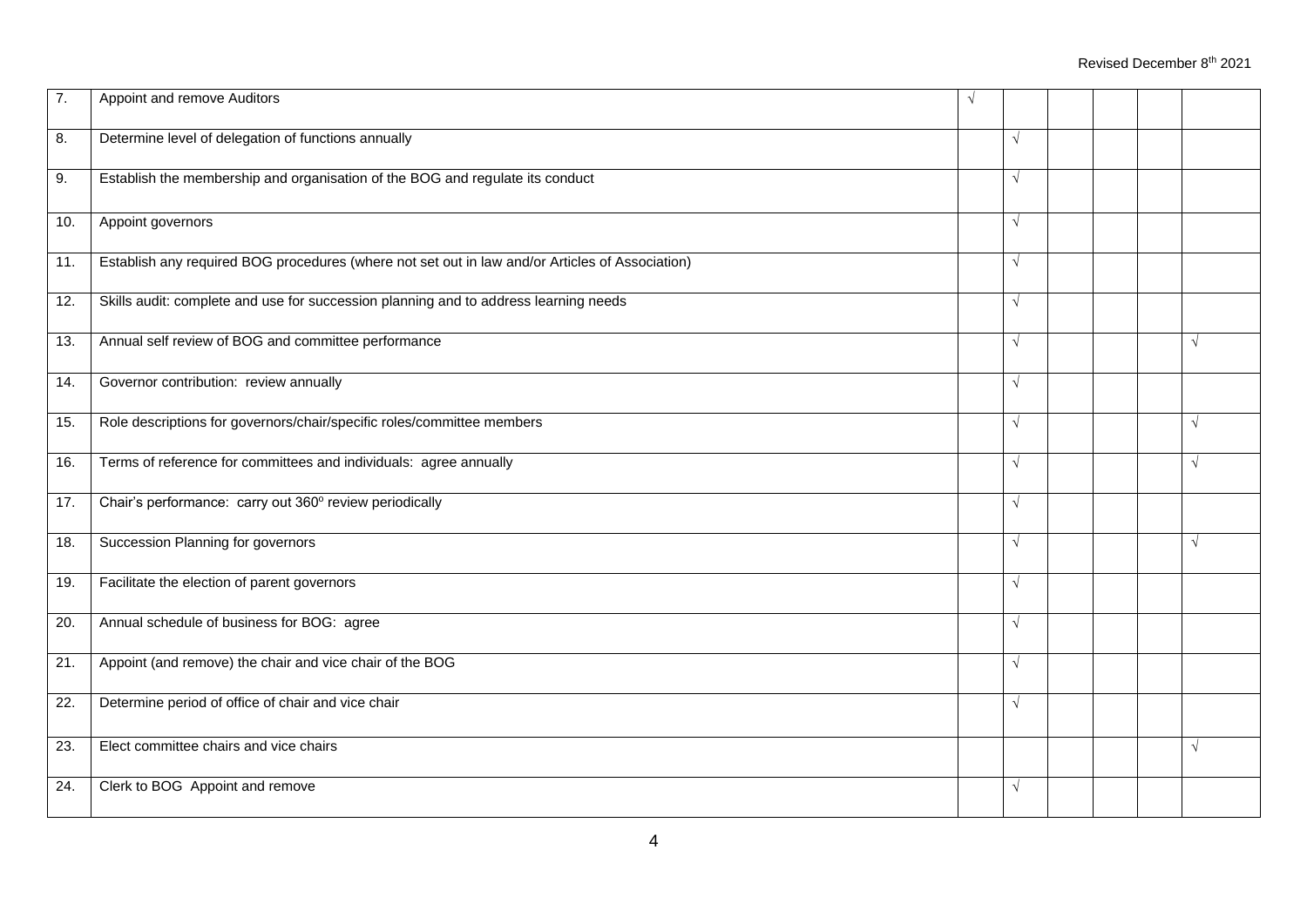| | | | | | | | |
|---|---|---|---|---|---|---|---|
| 7. | Appoint and remove Auditors | √ | | | | | |
| 8. | Determine level of delegation of functions annually | | √ | | | | |
| 9. | Establish the membership and organisation of the BOG and regulate its conduct | | √ | | | | |
| 10. | Appoint governors | | √ | | | | |
| 11. | Establish any required BOG procedures (where not set out in law and/or Articles of Association) | | √ | | | | |
| 12. | Skills audit: complete and use for succession planning and to address learning needs | | √ | | | | |
| 13. | Annual self review of BOG and committee performance | | √ | | | | √ |
| 14. | Governor contribution: review annually | | √ | | | | |
| 15. | Role descriptions for governors/chair/specific roles/committee members | | √ | | | | √ |
| 16. | Terms of reference for committees and individuals: agree annually | | √ | | | | √ |
| 17. | Chair's performance: carry out 360° review periodically | | √ | | | | |
| 18. | Succession Planning for governors | | √ | | | | √ |
| 19. | Facilitate the election of parent governors | | √ | | | | |
| 20. | Annual schedule of business for BOG: agree | | √ | | | | |
| 21. | Appoint (and remove) the chair and vice chair of the BOG | | √ | | | | |
| 22. | Determine period of office of chair and vice chair | | √ | | | | |
| 23. | Elect committee chairs and vice chairs | | | | | | √ |
| 24. | Clerk to BOG Appoint and remove | | √ | | | | |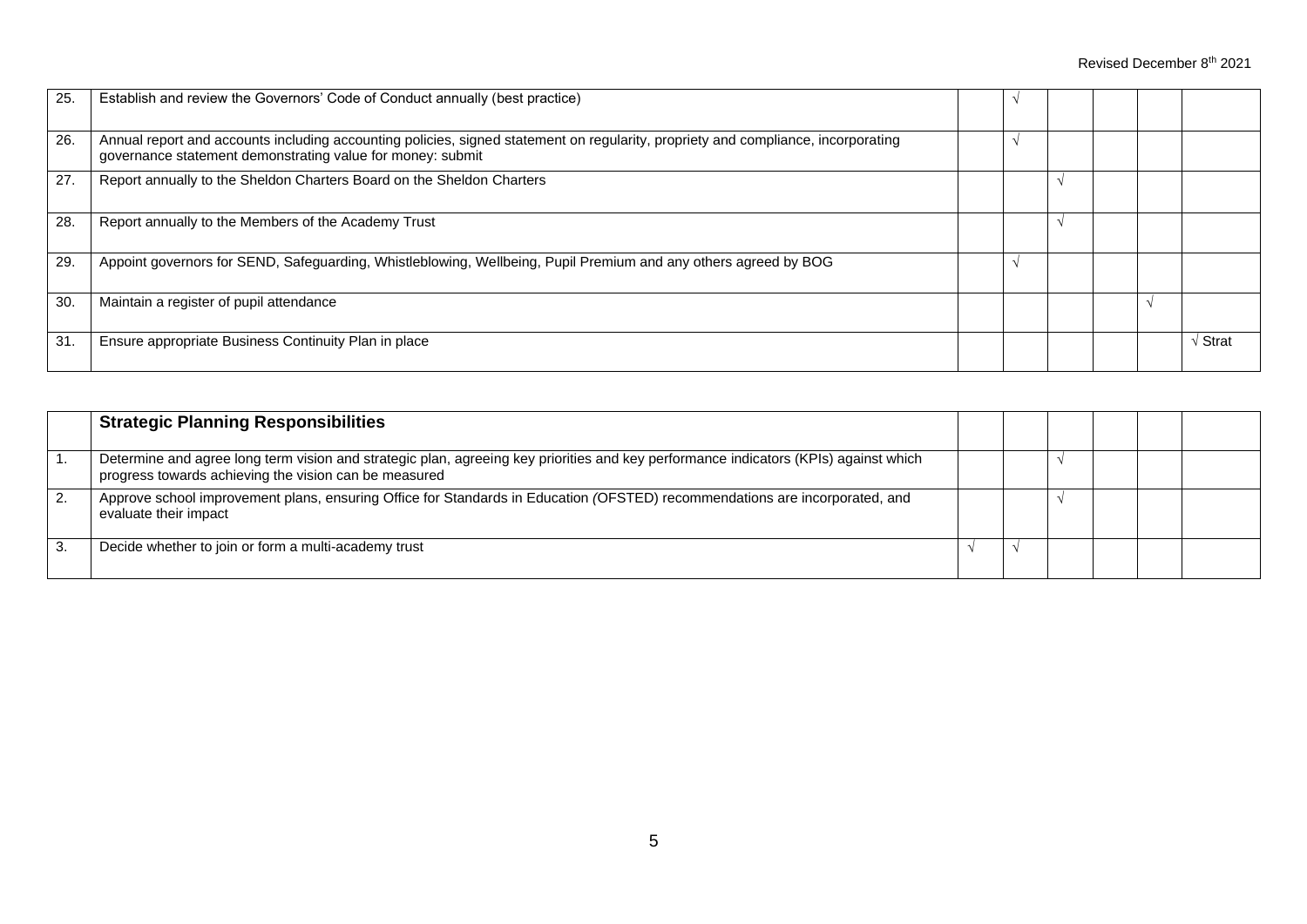| | | | | | | | |
|---|---|---|---|---|---|---|---|
| 25. | Establish and review the Governors' Code of Conduct annually (best practice) | | √ | | | | |
| 26. | Annual report and accounts including accounting policies, signed statement on regularity, propriety and compliance, incorporating governance statement demonstrating value for money: submit | | √ | | | | |
| 27. | Report annually to the Sheldon Charters Board on the Sheldon Charters | | | √ | | | |
| 28. | Report annually to the Members of the Academy Trust | | | √ | | | |
| 29. | Appoint governors for SEND, Safeguarding, Whistleblowing, Wellbeing, Pupil Premium and any others agreed by BOG | | √ | | | | |
| 30. | Maintain a register of pupil attendance | | | | | √ | |
| 31. | Ensure appropriate Business Continuity Plan in place | | | | | | √ Strat |

| | **Strategic Planning Responsibilities** | | | | | | |
|---|---|---|---|---|---|---|---|
| 1. | Determine and agree long term vision and strategic plan, agreeing key priorities and key performance indicators (KPIs) against which progress towards achieving the vision can be measured | | | √ | | | |
| 2. | Approve school improvement plans, ensuring Office for Standards in Education *(*OFSTED) recommendations are incorporated, and evaluate their impact | | | √ | | | |
| 3. | Decide whether to join or form a multi-academy trust | √ | √ | | | | |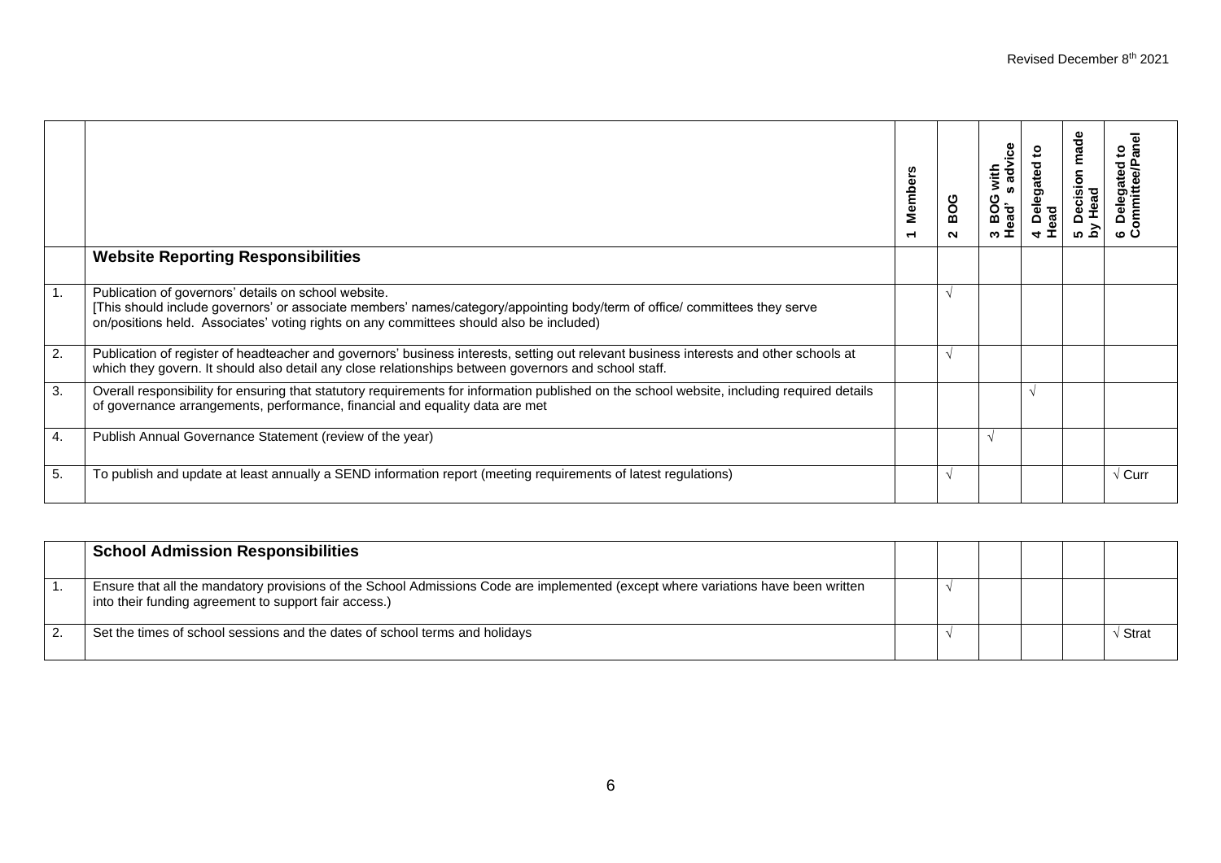Revised December 8th 2021

| | | 1 Members | 2 BOG | 3 BOG with Head's advice | 4 Delegated to Head | 5 Decision made by Head | 6 Delegated to Committee/Panel |
|---|---|---|---|---|---|---|---|
| | **Website Reporting Responsibilities** | | | | | | |
| 1. | Publication of governors' details on school website. [This should include governors' or associate members' names/category/appointing body/term of office/ committees they serve on/positions held. Associates' voting rights on any committees should also be included) | | √ | | | | |
| 2. | Publication of register of headteacher and governors' business interests, setting out relevant business interests and other schools at which they govern. It should also detail any close relationships between governors and school staff. | | √ | | | | |
| 3. | Overall responsibility for ensuring that statutory requirements for information published on the school website, including required details of governance arrangements, performance, financial and equality data are met | | | | √ | | |
| 4. | Publish Annual Governance Statement (review of the year) | | | √ | | | |
| 5. | To publish and update at least annually a SEND information report (meeting requirements of latest regulations) | | √ | | | | √ Curr |

| | | | | | | | |
|---|---|---|---|---|---|---|---|
| | **School Admission Responsibilities** | | | | | | |
| 1. | Ensure that all the mandatory provisions of the School Admissions Code are implemented (except where variations have been written into their funding agreement to support fair access.) | | √ | | | | |
| 2. | Set the times of school sessions and the dates of school terms and holidays | | √ | | | | √ Strat |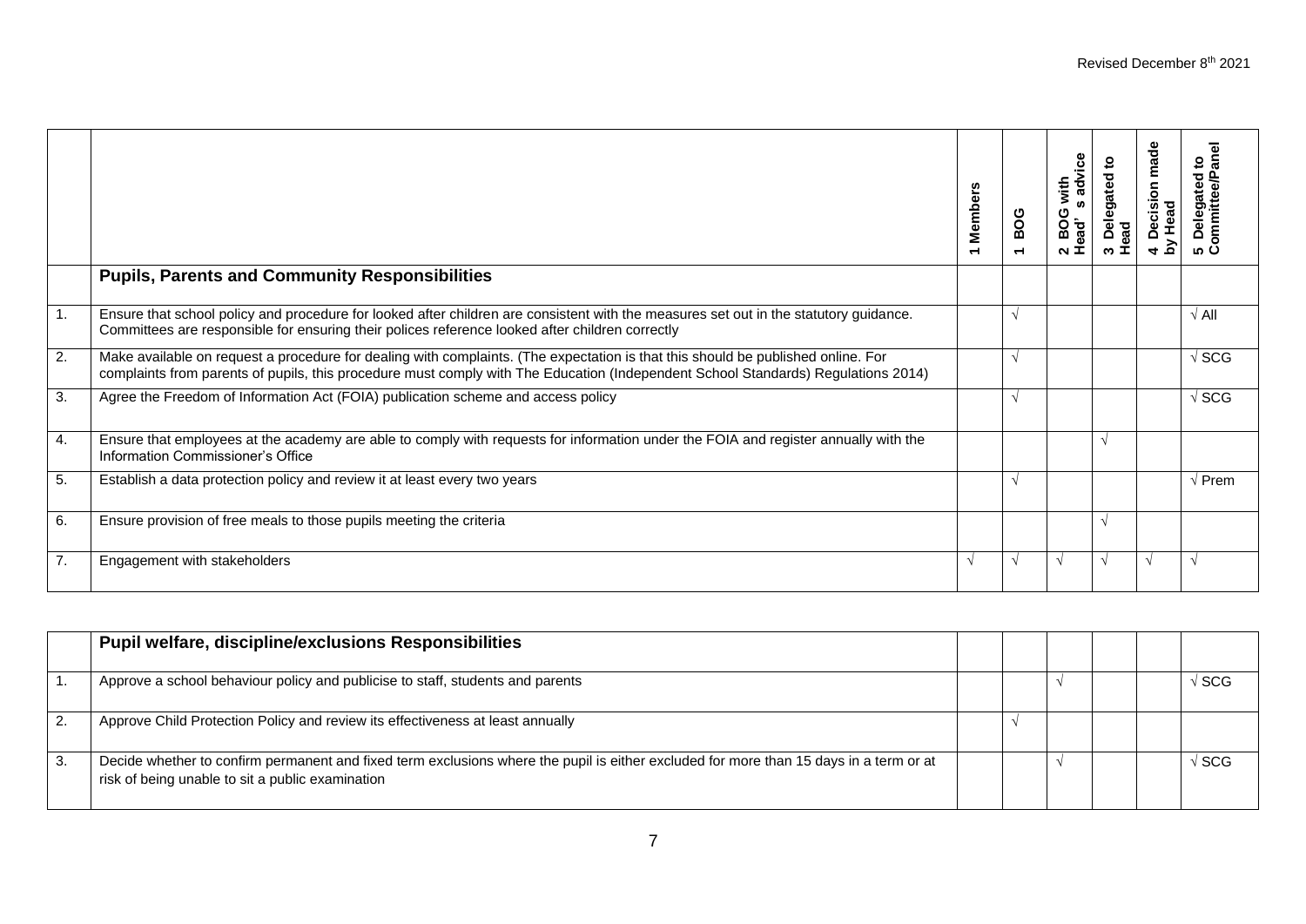|  |  | 1 Members | 1 BOG | 2 BOG with Head' s advice | 3 Delegated to Head | 4 Decision made by Head | 5 Delegated to Committee/Panel |
|---|---|---|---|---|---|---|---|
|  | **Pupils, Parents and Community Responsibilities** |  |  |  |  |  |  |
| 1. | Ensure that school policy and procedure for looked after children are consistent with the measures set out in the statutory guidance. Committees are responsible for ensuring their polices reference looked after children correctly |  | √ |  |  |  | √ All |
| 2. | Make available on request a procedure for dealing with complaints. (The expectation is that this should be published online. For complaints from parents of pupils, this procedure must comply with The Education (Independent School Standards) Regulations 2014) |  | √ |  |  |  | √ SCG |
| 3. | Agree the Freedom of Information Act (FOIA) publication scheme and access policy |  | √ |  |  |  | √ SCG |
| 4. | Ensure that employees at the academy are able to comply with requests for information under the FOIA and register annually with the Information Commissioner's Office |  |  |  | √ |  |  |
| 5. | Establish a data protection policy and review it at least every two years |  | √ |  |  |  | √ Prem |
| 6. | Ensure provision of free meals to those pupils meeting the criteria |  |  |  | √ |  |  |
| 7. | Engagement with stakeholders | √ | √ | √ | √ | √ | √ |

|  | **Pupil welfare, discipline/exclusions Responsibilities** |  |  |  |  |  |  |
|---|---|---|---|---|---|---|---|
| 1. | Approve a school behaviour policy and publicise to staff, students and parents |  |  | √ |  |  | √ SCG |
| 2. | Approve Child Protection Policy and review its effectiveness at least annually |  | √ |  |  |  |  |
| 3. | Decide whether to confirm permanent and fixed term exclusions where the pupil is either excluded for more than 15 days in a term or at risk of being unable to sit a public examination |  |  | √ |  |  | √ SCG |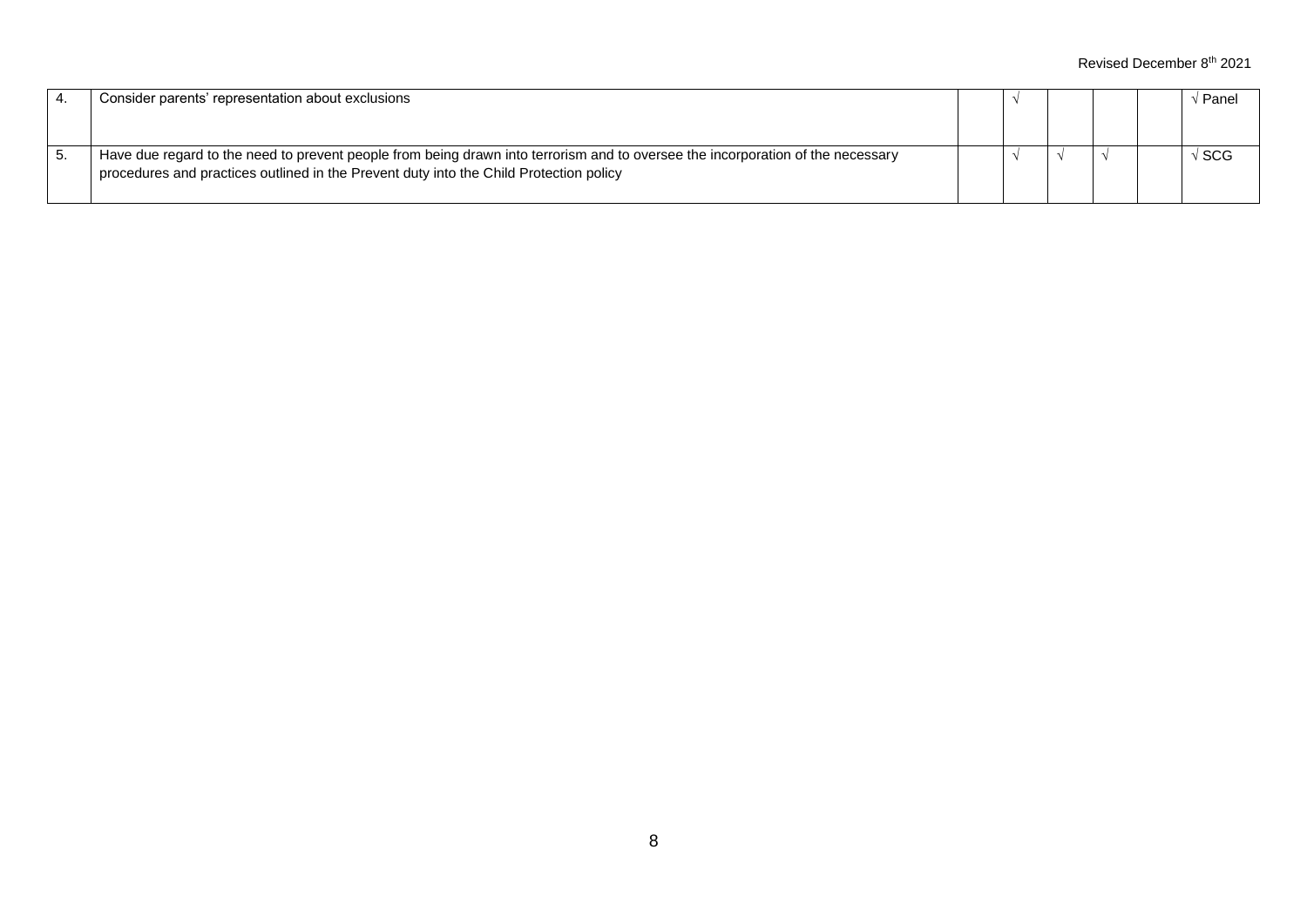| | | | | | | | |
|---|---|---|---|---|---|---|---|
| 4. | Consider parents' representation about exclusions | | √ | | | | √ Panel |
| 5. | Have due regard to the need to prevent people from being drawn into terrorism and to oversee the incorporation of the necessary procedures and practices outlined in the Prevent duty into the Child Protection policy | | √ | √ | √ | | √ SCG |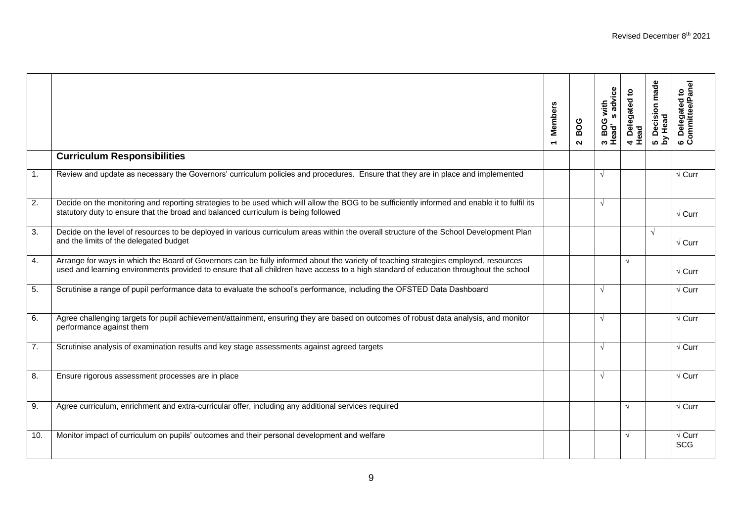Revised December 8th 2021

| | | 1 Members | 2 BOG | 3 BOG with Head' s advice | 4 Delegated to Head | 5 Decision made by Head | 6 Delegated to Committee/Panel |
|---|---|---|---|---|---|---|---|
| | **Curriculum Responsibilities** | | | | | | |
| 1. | Review and update as necessary the Governors' curriculum policies and procedures. Ensure that they are in place and implemented | | | √ | | | √ Curr |
| 2. | Decide on the monitoring and reporting strategies to be used which will allow the BOG to be sufficiently informed and enable it to fulfil its statutory duty to ensure that the broad and balanced curriculum is being followed | | | √ | | | √ Curr |
| 3. | Decide on the level of resources to be deployed in various curriculum areas within the overall structure of the School Development Plan and the limits of the delegated budget | | | | | √ | √ Curr |
| 4. | Arrange for ways in which the Board of Governors can be fully informed about the variety of teaching strategies employed, resources used and learning environments provided to ensure that all children have access to a high standard of education throughout the school | | | | √ | | √ Curr |
| 5. | Scrutinise a range of pupil performance data to evaluate the school's performance, including the OFSTED Data Dashboard | | | √ | | | √ Curr |
| 6. | Agree challenging targets for pupil achievement/attainment, ensuring they are based on outcomes of robust data analysis, and monitor performance against them | | | √ | | | √ Curr |
| 7. | Scrutinise analysis of examination results and key stage assessments against agreed targets | | | √ | | | √ Curr |
| 8. | Ensure rigorous assessment processes are in place | | | √ | | | √ Curr |
| 9. | Agree curriculum, enrichment and extra-curricular offer, including any additional services required | | | | √ | | √ Curr |
| 10. | Monitor impact of curriculum on pupils' outcomes and their personal development and welfare | | | | √ | | √ Curr SCG |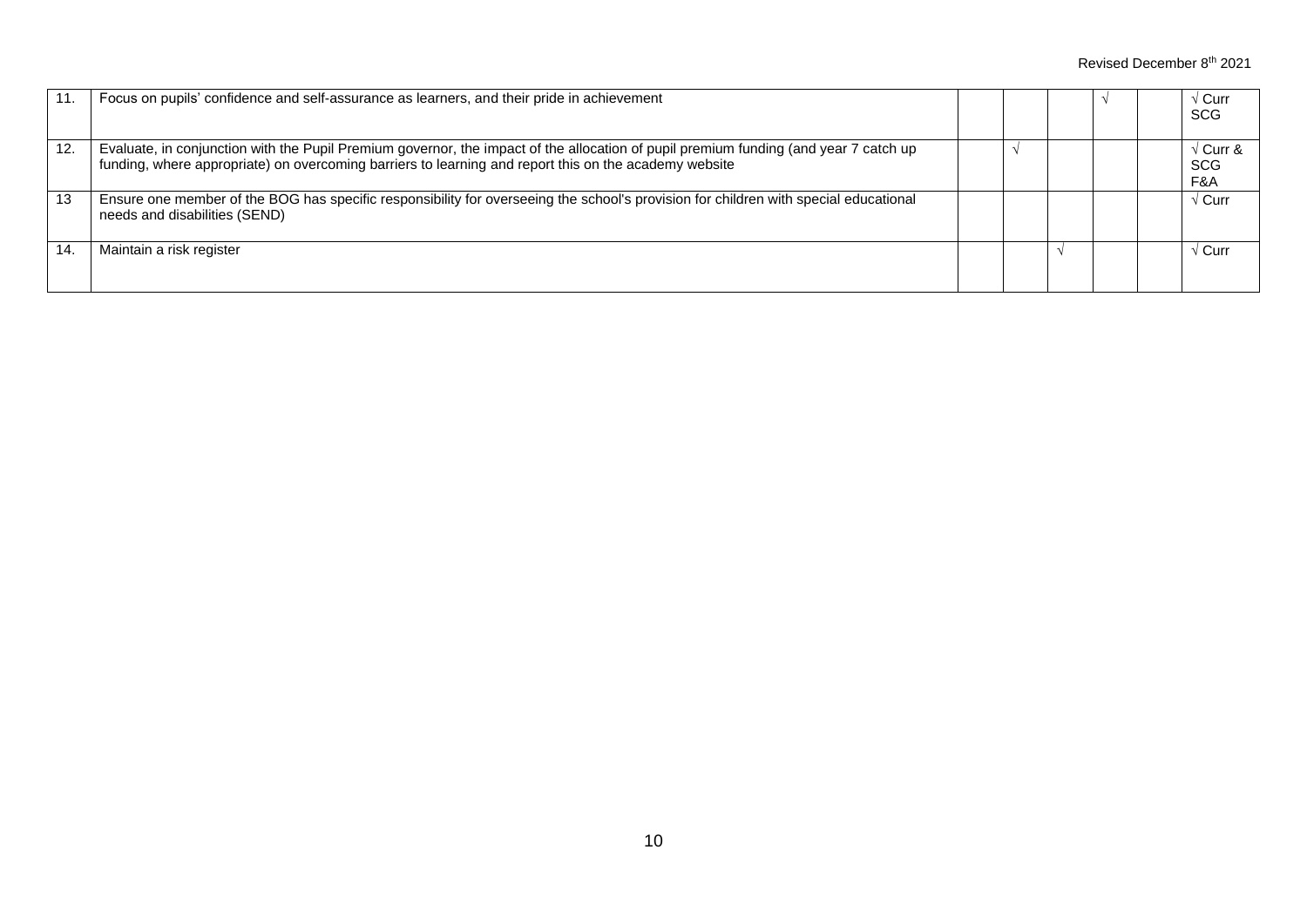| | | | | | | | |
|---|---|---|---|---|---|---|---|
| 11. | Focus on pupils' confidence and self-assurance as learners, and their pride in achievement | | | | √ | | √ Curr SCG |
| 12. | Evaluate, in conjunction with the Pupil Premium governor, the impact of the allocation of pupil premium funding (and year 7 catch up funding, where appropriate) on overcoming barriers to learning and report this on the academy website | | √ | | | | √ Curr & SCG F&A |
| 13 | Ensure one member of the BOG has specific responsibility for overseeing the school's provision for children with special educational needs and disabilities (SEND) | | | | | | √ Curr |
| 14. | Maintain a risk register | | | √ | | | √ Curr |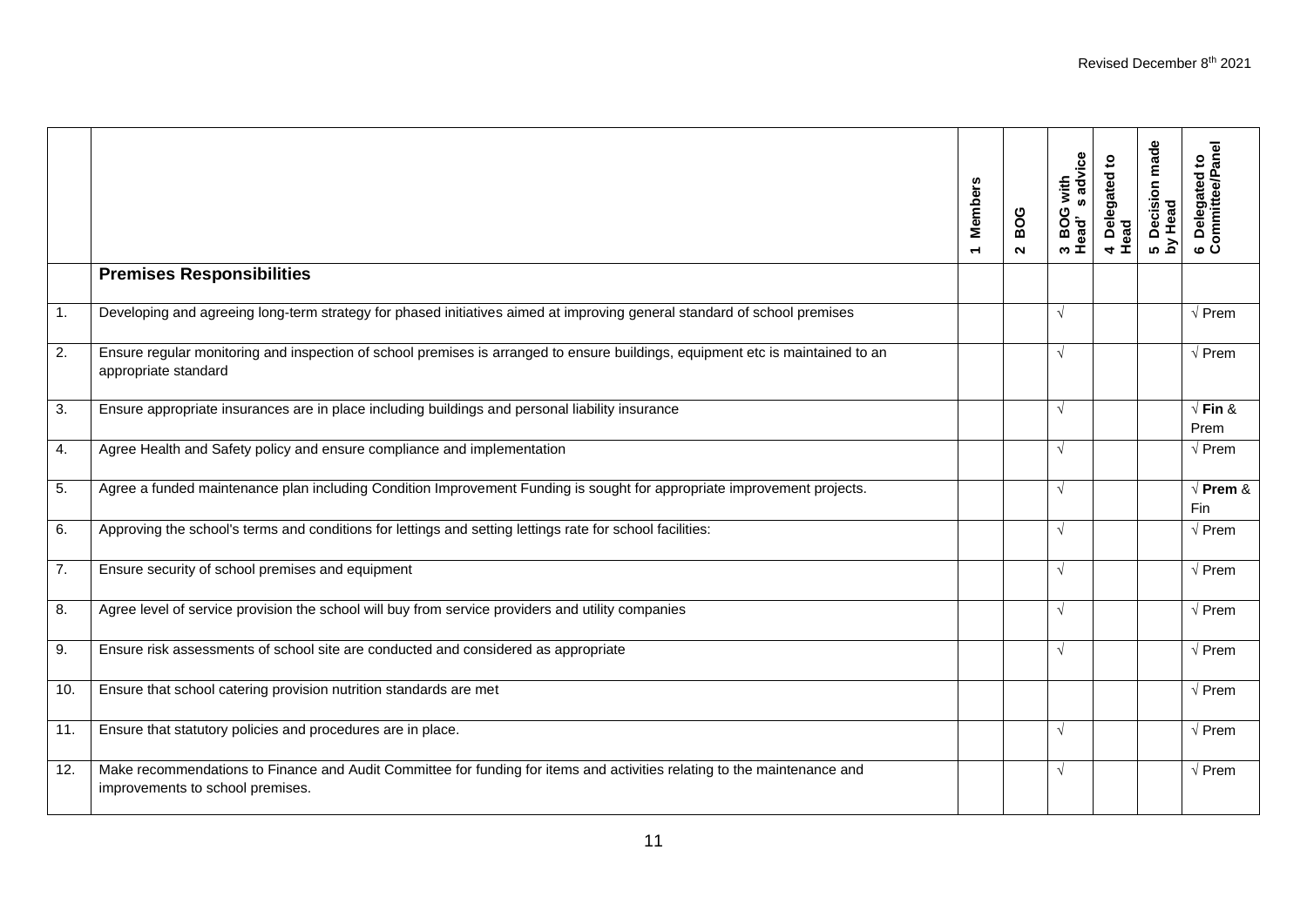| | | 1 Members | 2 BOG | 3 BOG with Head' s advice | 4 Delegated to Head | 5 Decision made by Head | 6 Delegated to Committee/Panel |
|---|---|---|---|---|---|---|---|
| | **Premises Responsibilities** | | | | | | |
| 1. | Developing and agreeing long-term strategy for phased initiatives aimed at improving general standard of school premises | | | √ | | | √ Prem |
| 2. | Ensure regular monitoring and inspection of school premises is arranged to ensure buildings, equipment etc is maintained to an appropriate standard | | | √ | | | √ Prem |
| 3. | Ensure appropriate insurances are in place including buildings and personal liability insurance | | | √ | | | √ **Fin** & Prem |
| 4. | Agree Health and Safety policy and ensure compliance and implementation | | | √ | | | √ Prem |
| 5. | Agree a funded maintenance plan including Condition Improvement Funding is sought for appropriate improvement projects. | | | √ | | | √ **Prem** & Fin |
| 6. | Approving the school's terms and conditions for lettings and setting lettings rate for school facilities: | | | √ | | | √ Prem |
| 7. | Ensure security of school premises and equipment | | | √ | | | √ Prem |
| 8. | Agree level of service provision the school will buy from service providers and utility companies | | | √ | | | √ Prem |
| 9. | Ensure risk assessments of school site are conducted and considered as appropriate | | | √ | | | √ Prem |
| 10. | Ensure that school catering provision nutrition standards are met | | | | | | √ Prem |
| 11. | Ensure that statutory policies and procedures are in place. | | | √ | | | √ Prem |
| 12. | Make recommendations to Finance and Audit Committee for funding for items and activities relating to the maintenance and improvements to school premises. | | | √ | | | √ Prem |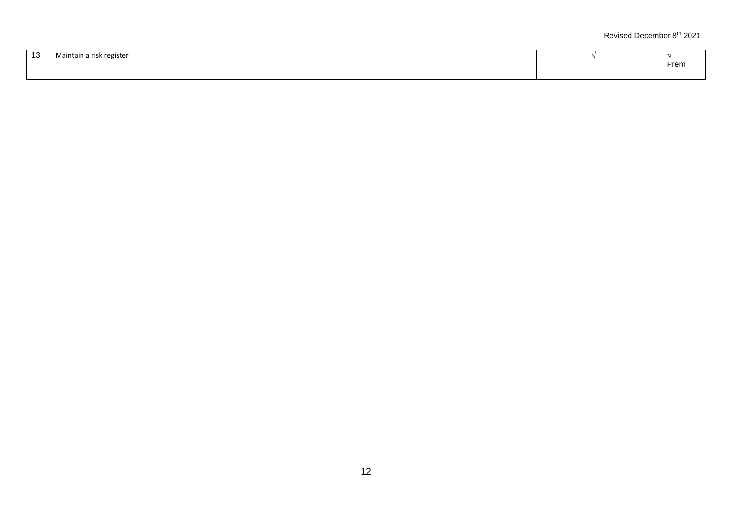| 13. | Maintain a risk register | | | √ | | | √<br>Prem |
|---|---|---|---|---|---|---|---|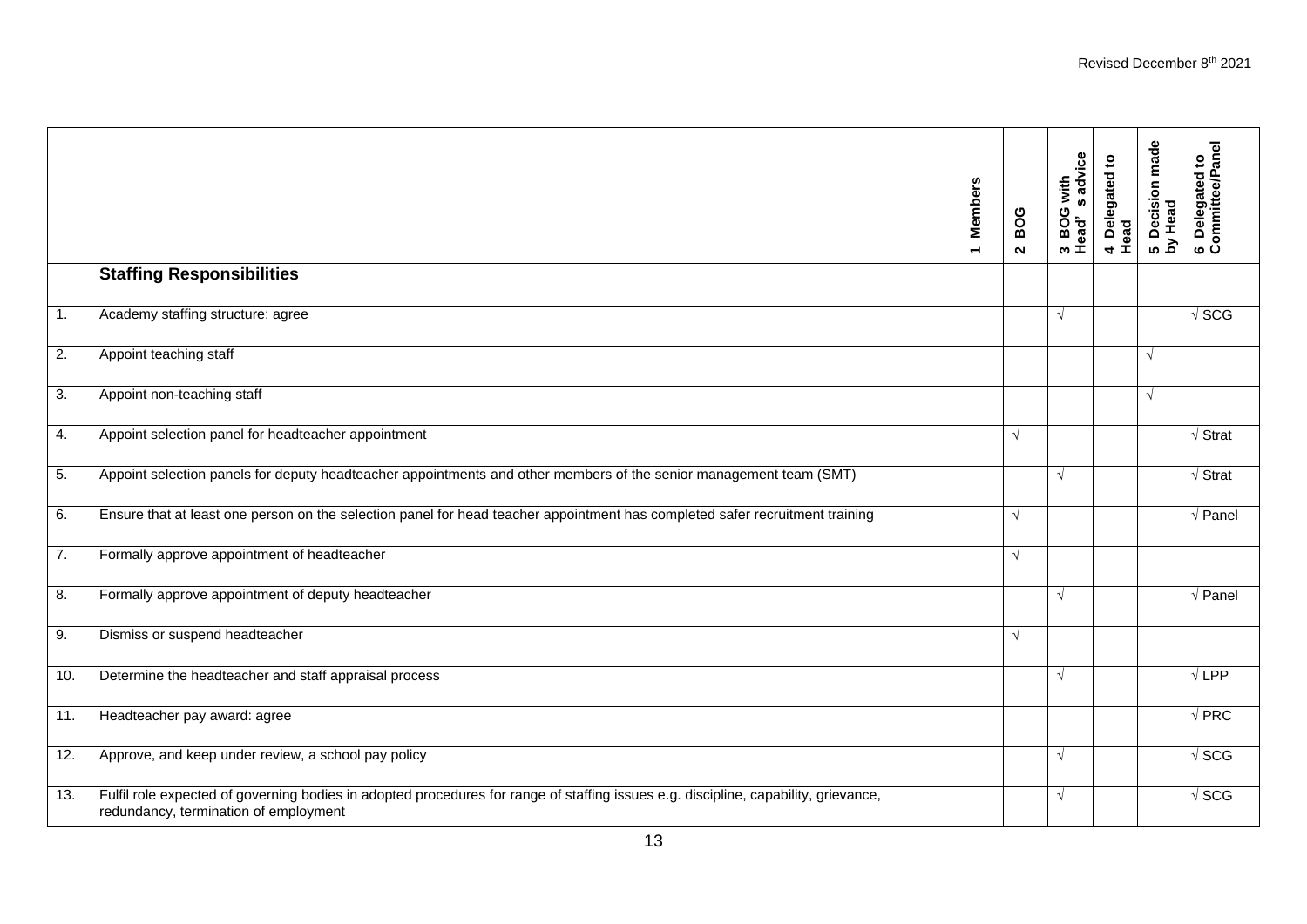Revised December 8th 2021

| | | 1 Members | 2 BOG | 3 BOG with Head's advice | 4 Delegated to Head | 5 Decision made by Head | 6 Delegated to Committee/Panel |
|---|---|---|---|---|---|---|---|
| | **Staffing Responsibilities** | | | | | | |
| 1. | Academy staffing structure: agree | | | √ | | | √ SCG |
| 2. | Appoint teaching staff | | | | | √ | |
| 3. | Appoint non-teaching staff | | | | | √ | |
| 4. | Appoint selection panel for headteacher appointment | | √ | | | | √ Strat |
| 5. | Appoint selection panels for deputy headteacher appointments and other members of the senior management team (SMT) | | | √ | | | √ Strat |
| 6. | Ensure that at least one person on the selection panel for head teacher appointment has completed safer recruitment training | | √ | | | | √ Panel |
| 7. | Formally approve appointment of headteacher | | √ | | | | |
| 8. | Formally approve appointment of deputy headteacher | | | √ | | | √ Panel |
| 9. | Dismiss or suspend headteacher | | √ | | | | |
| 10. | Determine the headteacher and staff appraisal process | | | √ | | | √ LPP |
| 11. | Headteacher pay award: agree | | | | | | √ PRC |
| 12. | Approve, and keep under review, a school pay policy | | | √ | | | √ SCG |
| 13. | Fulfil role expected of governing bodies in adopted procedures for range of staffing issues e.g. discipline, capability, grievance, redundancy, termination of employment | | | √ | | | √ SCG |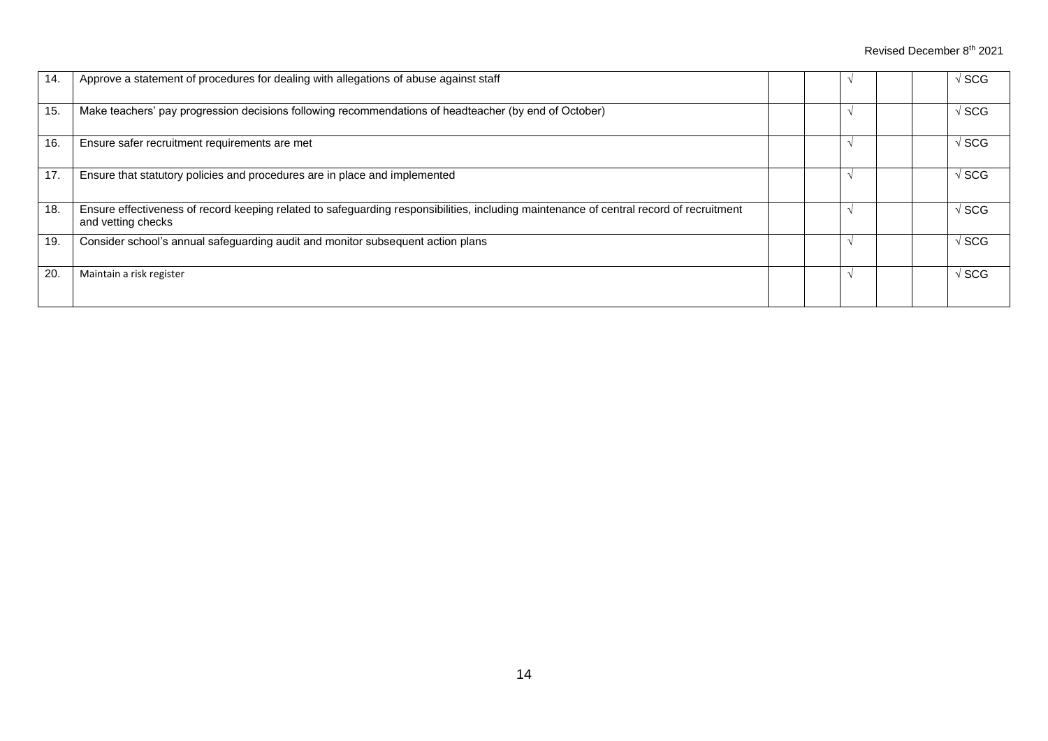| | | | | | | | |
|---|---|---|---|---|---|---|---|
| 14. | Approve a statement of procedures for dealing with allegations of abuse against staff | | | √ | | | √ SCG |
| 15. | Make teachers' pay progression decisions following recommendations of headteacher (by end of October) | | | √ | | | √ SCG |
| 16. | Ensure safer recruitment requirements are met | | | √ | | | √ SCG |
| 17. | Ensure that statutory policies and procedures are in place and implemented | | | √ | | | √ SCG |
| 18. | Ensure effectiveness of record keeping related to safeguarding responsibilities, including maintenance of central record of recruitment and vetting checks | | | √ | | | √ SCG |
| 19. | Consider school's annual safeguarding audit and monitor subsequent action plans | | | √ | | | √ SCG |
| 20. | Maintain a risk register | | | √ | | | √ SCG |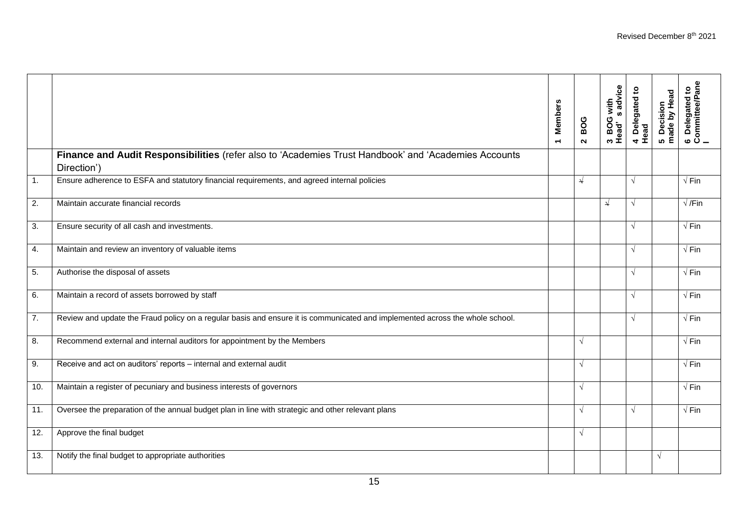| | | 1 Members | 2 BOG | 3 BOG with Head' s advice | 4 Delegated to Head | 5 Decision made by Head | 6 Delegated to Committee/Panel |
|---|---|---|---|---|---|---|---|
| | **Finance and Audit Responsibilities** (refer also to 'Academies Trust Handbook' and 'Academies Accounts Direction') | | | | | | |
| 1. | Ensure adherence to ESFA and statutory financial requirements, and agreed internal policies | | √ | | √ | | √ Fin |
| 2. | Maintain accurate financial records | | | √ | √ | | √ /Fin |
| 3. | Ensure security of all cash and investments. | | | | √ | | √ Fin |
| 4. | Maintain and review an inventory of valuable items | | | | √ | | √ Fin |
| 5. | Authorise the disposal of assets | | | | √ | | √ Fin |
| 6. | Maintain a record of assets borrowed by staff | | | | √ | | √ Fin |
| 7. | Review and update the Fraud policy on a regular basis and ensure it is communicated and implemented across the whole school. | | | | √ | | √ Fin |
| 8. | Recommend external and internal auditors for appointment by the Members | | √ | | | | √ Fin |
| 9. | Receive and act on auditors' reports – internal and external audit | | √ | | | | √ Fin |
| 10. | Maintain a register of pecuniary and business interests of governors | | √ | | | | √ Fin |
| 11. | Oversee the preparation of the annual budget plan in line with strategic and other relevant plans | | √ | | √ | | √ Fin |
| 12. | Approve the final budget | | √ | | | | |
| 13. | Notify the final budget to appropriate authorities | | | | | √ | |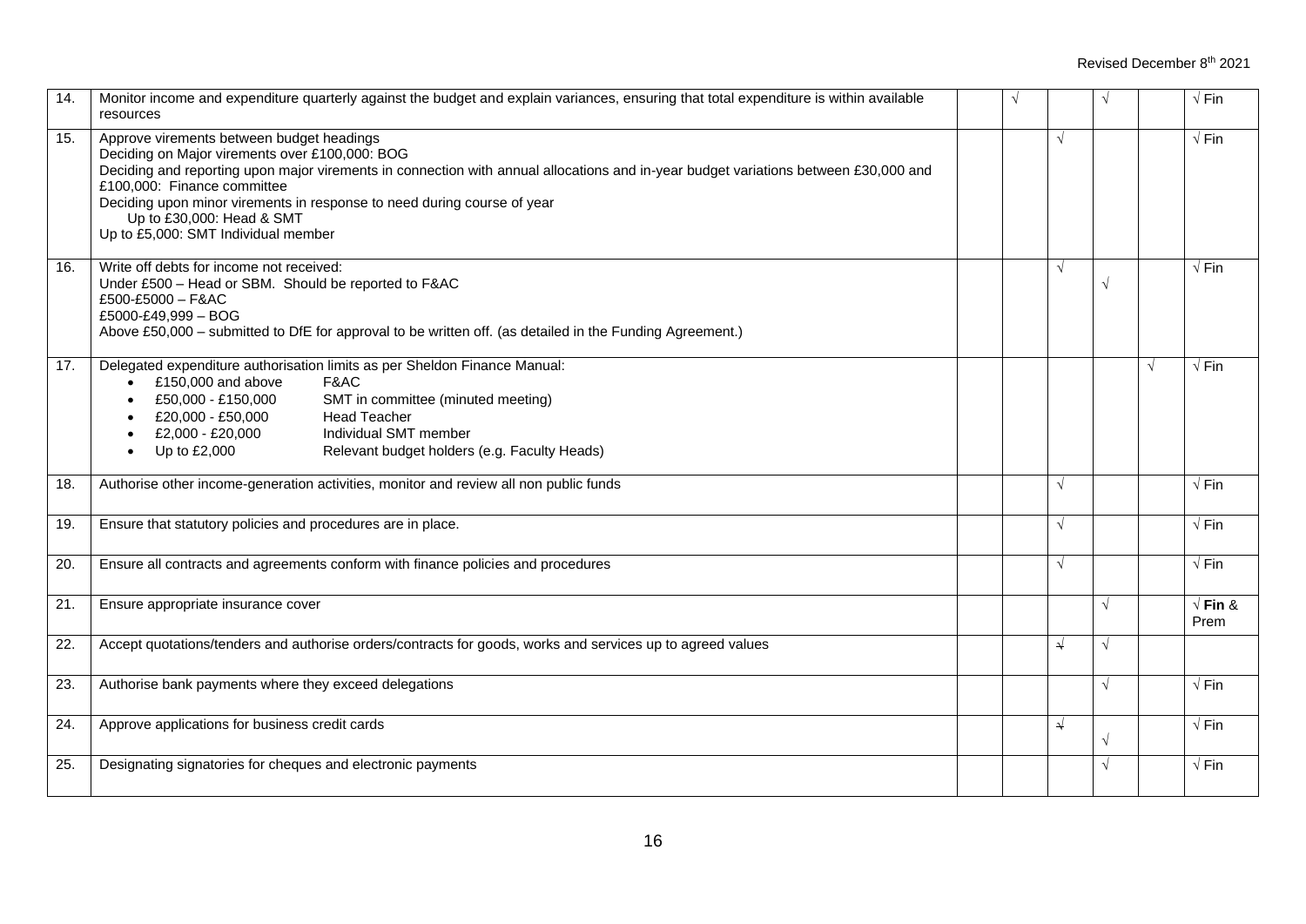| | | | | | | | |
|---|---|---|---|---|---|---|---|
| 14. | Monitor income and expenditure quarterly against the budget and explain variances, ensuring that total expenditure is within available resources | | √ | | √ | | √ Fin |
| 15. | Approve virements between budget headings<br>Deciding on Major virements over £100,000: BOG<br>Deciding and reporting upon major virements in connection with annual allocations and in-year budget variations between £30,000 and £100,000: Finance committee<br>Deciding upon minor virements in response to need during course of year<br>Up to £30,000: Head & SMT<br>Up to £5,000: SMT Individual member | | | √ | | | √ Fin |
| 16. | Write off debts for income not received:<br>Under £500 – Head or SBM. Should be reported to F&AC<br>£500-£5000 – F&AC<br>£5000-£49,999 – BOG<br>Above £50,000 – submitted to DfE for approval to be written off. (as detailed in the Funding Agreement.) | | | √ | √ | | √ Fin |
| 17. | Delegated expenditure authorisation limits as per Sheldon Finance Manual:<br>• £150,000 and above F&AC<br>• £50,000 - £150,000 SMT in committee (minuted meeting)<br>• £20,000 - £50,000 Head Teacher<br>• £2,000 - £20,000 Individual SMT member<br>• Up to £2,000 Relevant budget holders (e.g. Faculty Heads) | | | | | √ | √ Fin |
| 18. | Authorise other income-generation activities, monitor and review all non public funds | | | √ | | | √ Fin |
| 19. | Ensure that statutory policies and procedures are in place. | | | √ | | | √ Fin |
| 20. | Ensure all contracts and agreements conform with finance policies and procedures | | | √ | | | √ Fin |
| 21. | Ensure appropriate insurance cover | | | | √ | | √ **Fin** & Prem |
| 22. | Accept quotations/tenders and authorise orders/contracts for goods, works and services up to agreed values | | | ~~√~~ | √ | | |
| 23. | Authorise bank payments where they exceed delegations | | | | √ | | √ Fin |
| 24. | Approve applications for business credit cards | | | ~~√~~ | √ | | √ Fin |
| 25. | Designating signatories for cheques and electronic payments | | | | √ | | √ Fin |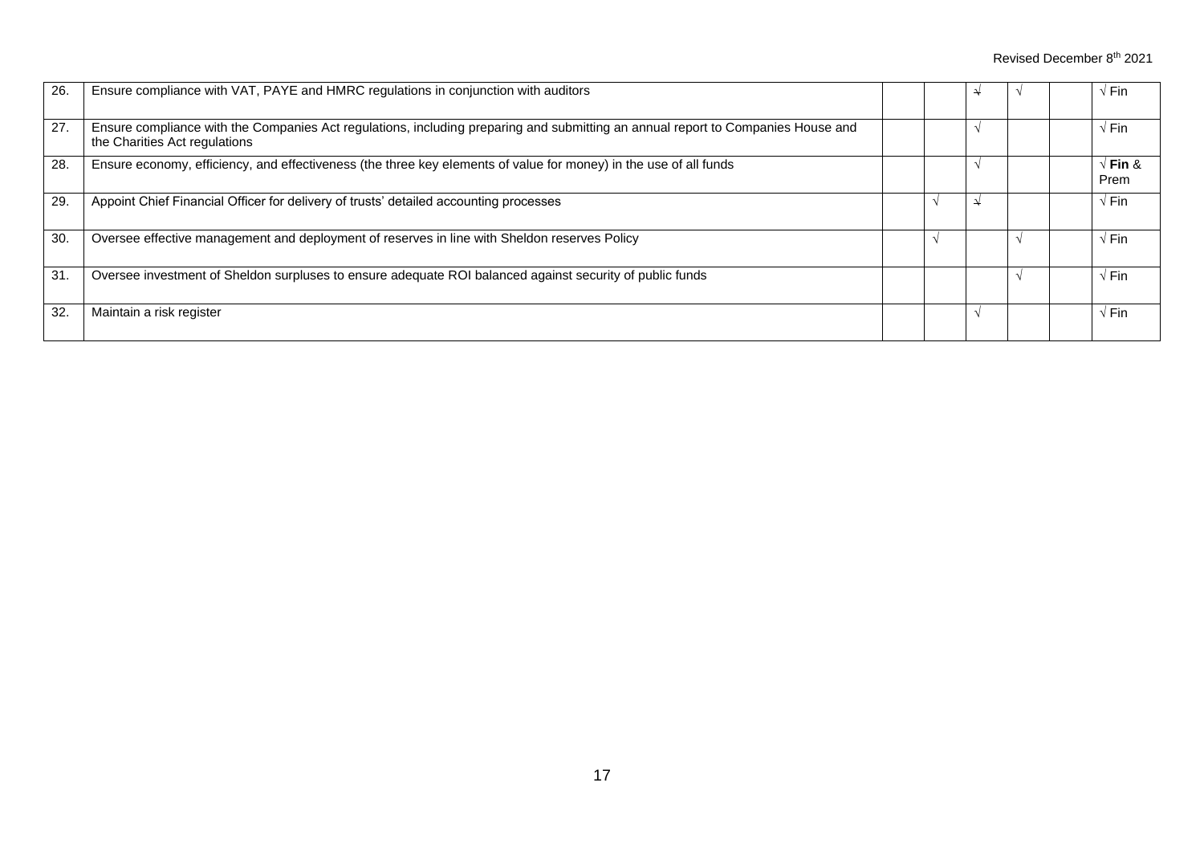| | | | | | | | |
|---|---|---|---|---|---|---|---|
| 26. | Ensure compliance with VAT, PAYE and HMRC regulations in conjunction with auditors | | | ~~√~~ | √ | | √ Fin |
| 27. | Ensure compliance with the Companies Act regulations, including preparing and submitting an annual report to Companies House and the Charities Act regulations | | | √ | | | √ Fin |
| 28. | Ensure economy, efficiency, and effectiveness (the three key elements of value for money) in the use of all funds | | | √ | | | √ **Fin** & Prem |
| 29. | Appoint Chief Financial Officer for delivery of trusts' detailed accounting processes | | √ | ~~√~~ | | | √ Fin |
| 30. | Oversee effective management and deployment of reserves in line with Sheldon reserves Policy | | √ | | √ | | √ Fin |
| 31. | Oversee investment of Sheldon surpluses to ensure adequate ROI balanced against security of public funds | | | | √ | | √ Fin |
| 32. | Maintain a risk register | | | √ | | | √ Fin |